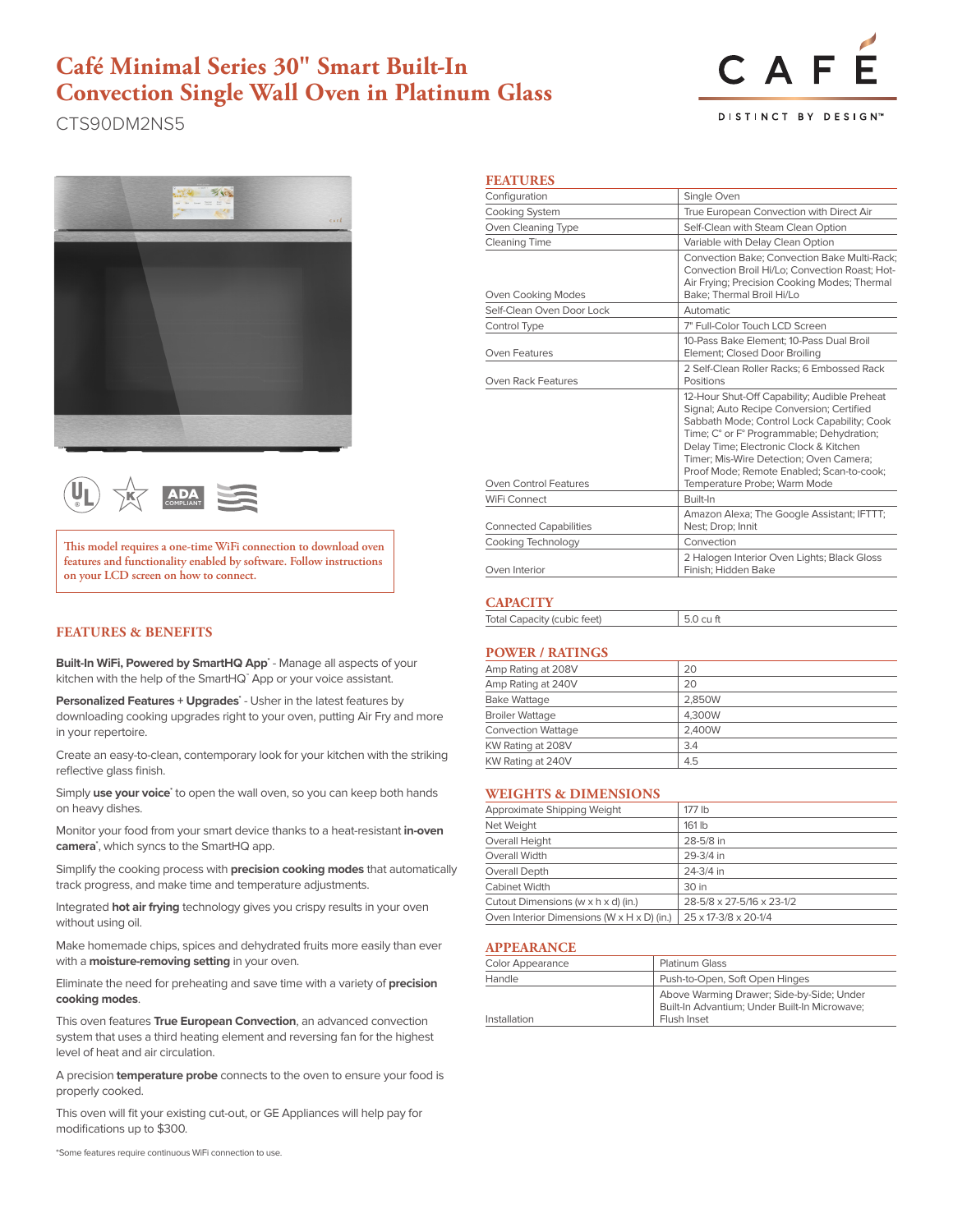# Café Minimal Series 30" Smart Built-In Convection Single Wall Oven in Platinum Glass

CTS90DM2NS5

CAFÉ

DISTINCT BY DESIGN™

This model requires a one-time WiFi connection to download oven features and functionality enabled by software. Follow instructions on your LCD screen on how to connect.

## FEATURES & BENEFITS

**Built-In WiFi, Powered by SmartHQ App*** - Manage all aspects of your kitchen with the help of the SmartHQ* App or your voice assistant.

**Personalized Features + Upgrades*** - Usher in the latest features by downloading cooking upgrades right to your oven, putting Air Fry and more in your repertoire.

Create an easy-to-clean, contemporary look for your kitchen with the striking reflective glass finish.

Simply **use your voice*** to open the wall oven, so you can keep both hands on heavy dishes.

Monitor your food from your smart device thanks to a heat-resistant **in-oven camera***, which syncs to the SmartHQ app.

Simplify the cooking process with **precision cooking modes** that automatically track progress, and make time and temperature adjustments.

Integrated **hot air frying** technology gives you crispy results in your oven without using oil.

Make homemade chips, spices and dehydrated fruits more easily than ever with a **moisture-removing setting** in your oven.

Eliminate the need for preheating and save time with a variety of **precision cooking modes**.

This oven features **True European Convection**, an advanced convection system that uses a third heating element and reversing fan for the highest level of heat and air circulation.

A precision **temperature probe** connects to the oven to ensure your food is properly cooked.

This oven will fit your existing cut-out, or GE Appliances will help pay for modifications up to $300.

*Some features require continuous WiFi connection to use.

## FEATURES

| | |
|---|---|
| Configuration | Single Oven |
| Cooking System | True European Convection with Direct Air |
| Oven Cleaning Type | Self-Clean with Steam Clean Option |
| Cleaning Time | Variable with Delay Clean Option |
| Oven Cooking Modes | Convection Bake; Convection Bake Multi-Rack; Convection Broil Hi/Lo; Convection Roast; Hot-Air Frying; Precision Cooking Modes; Thermal Bake; Thermal Broil Hi/Lo |
| Self-Clean Oven Door Lock | Automatic |
| Control Type | 7" Full-Color Touch LCD Screen |
| Oven Features | 10-Pass Bake Element; 10-Pass Dual Broil Element; Closed Door Broiling |
| Oven Rack Features | 2 Self-Clean Roller Racks; 6 Embossed Rack Positions |
| Oven Control Features | 12-Hour Shut-Off Capability; Audible Preheat Signal; Auto Recipe Conversion; Certified Sabbath Mode; Control Lock Capability; Cook Time; C° or F° Programmable; Dehydration; Delay Time; Electronic Clock & Kitchen Timer; Mis-Wire Detection; Oven Camera; Proof Mode; Remote Enabled; Scan-to-cook; Temperature Probe; Warm Mode |
| WiFi Connect | Built-In |
| Connected Capabilities | Amazon Alexa; The Google Assistant; IFTTT; Nest; Drop; Innit |
| Cooking Technology | Convection |
| Oven Interior | 2 Halogen Interior Oven Lights; Black Gloss Finish; Hidden Bake |

## CAPACITY

| | |
|---|---|
| Total Capacity (cubic feet) | 5.0 cu ft |

## POWER / RATINGS

| | |
|---|---|
| Amp Rating at 208V | 20 |
| Amp Rating at 240V | 20 |
| Bake Wattage | 2,850W |
| Broiler Wattage | 4,300W |
| Convection Wattage | 2,400W |
| KW Rating at 208V | 3.4 |
| KW Rating at 240V | 4.5 |

## WEIGHTS & DIMENSIONS

| | |
|---|---|
| Approximate Shipping Weight | 177 lb |
| Net Weight | 161 lb |
| Overall Height | 28-5/8 in |
| Overall Width | 29-3/4 in |
| Overall Depth | 24-3/4 in |
| Cabinet Width | 30 in |
| Cutout Dimensions (w x h x d) (in.) | 28-5/8 x 27-5/16 x 23-1/2 |
| Oven Interior Dimensions (W x H x D) (in.) | 25 x 17-3/8 x 20-1/4 |

## APPEARANCE

| | |
|---|---|
| Color Appearance | Platinum Glass |
| Handle | Push-to-Open, Soft Open Hinges |
| Installation | Above Warming Drawer; Side-by-Side; Under Built-In Advantium; Under Built-In Microwave; Flush Inset |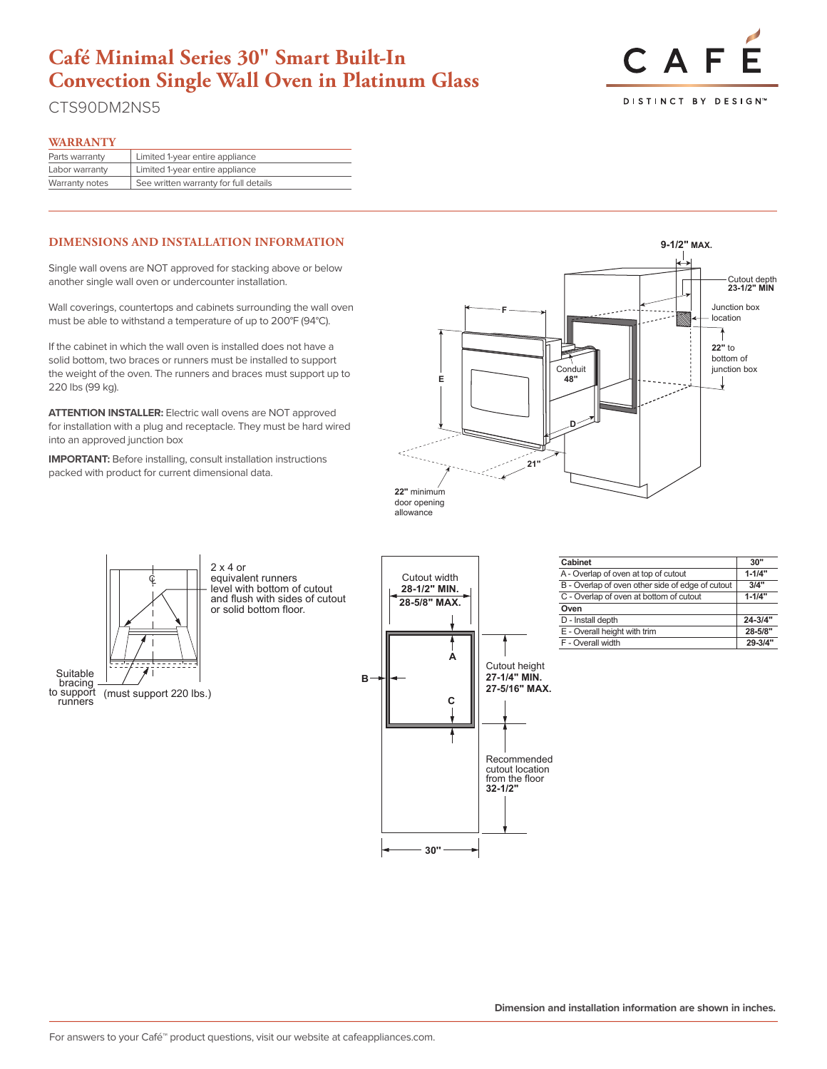# Café Minimal Series 30" Smart Built-In Convection Single Wall Oven in Platinum Glass

CTS90DM2NS5

## WARRANTY

| | |
|---|---|
| Parts warranty | Limited 1-year entire appliance |
| Labor warranty | Limited 1-year entire appliance |
| Warranty notes | See written warranty for full details |

## DIMENSIONS AND INSTALLATION INFORMATION

Single wall ovens are NOT approved for stacking above or below another single wall oven or undercounter installation.

Wall coverings, countertops and cabinets surrounding the wall oven must be able to withstand a temperature of up to 200°F (94°C).

If the cabinet in which the wall oven is installed does not have a solid bottom, two braces or runners must be installed to support the weight of the oven. The runners and braces must support up to 220 lbs (99 kg).

**ATTENTION INSTALLER:** Electric wall ovens are NOT approved for installation with a plug and receptacle. They must be hard wired into an approved junction box

**IMPORTANT:** Before installing, consult installation instructions packed with product for current dimensional data.

9-1/2" MAX.

Cutout depth **23-1/2" MIN**

Junction box location

**22"** to bottom of junction box

Conduit **48"**

F

E

D

21"

**22"** minimum door opening allowance

2 x 4 or equivalent runners level with bottom of cutout and flush with sides of cutout or solid bottom floor.

Suitable bracing to support runners (must support 220 lbs.)

Cutout width **28-1/2" MIN.** **28-5/8" MAX.**

A

B

C

Cutout height **27-1/4" MIN.** **27-5/16" MAX.**

Recommended cutout location from the floor **32-1/2"**

30"

| Cabinet | 30" |
|---|---|
| A - Overlap of oven at top of cutout | 1-1/4" |
| B - Overlap of oven other side of edge of cutout | 3/4" |
| C - Overlap of oven at bottom of cutout | 1-1/4" |
| **Oven** | |
| D - Install depth | 24-3/4" |
| E - Overall height with trim | 28-5/8" |
| F - Overall width | 29-3/4" |

**Dimension and installation information are shown in inches.**

For answers to your Café™ product questions, visit our website at cafeappliances.com.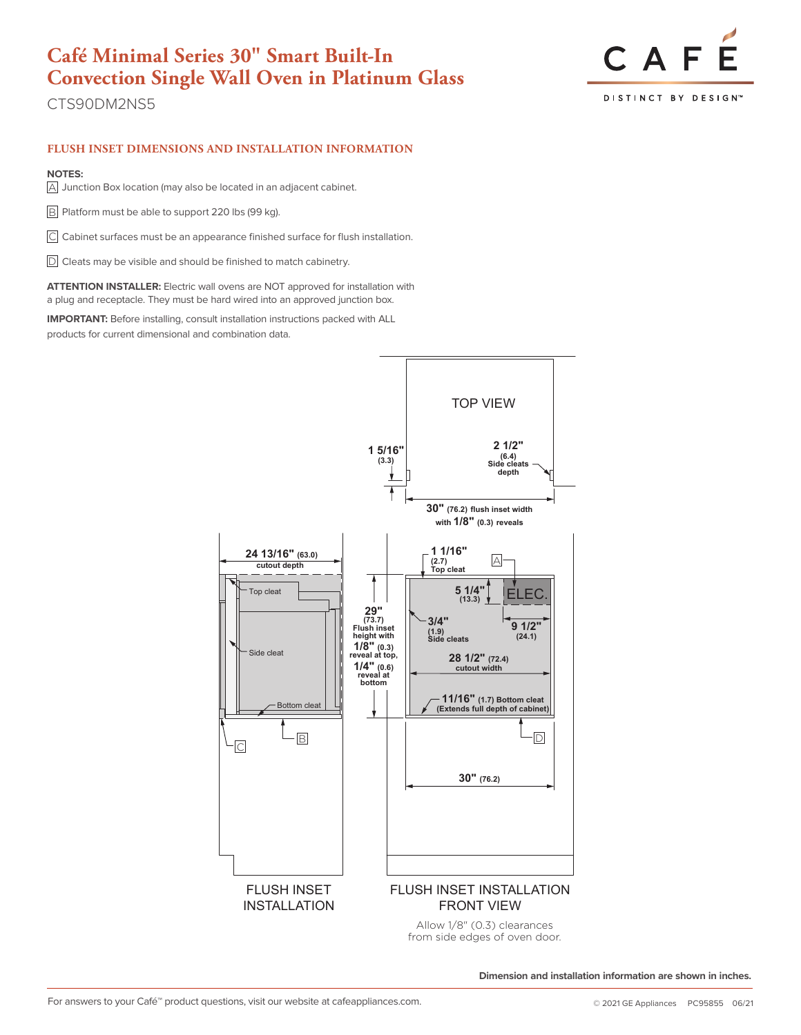# Café Minimal Series 30" Smart Built-In Convection Single Wall Oven in Platinum Glass

CTS90DM2NS5

CAFÉ

DISTINCT BY DESIGN™

## FLUSH INSET DIMENSIONS AND INSTALLATION INFORMATION

**NOTES:**

A Junction Box location (may also be located in an adjacent cabinet.

B Platform must be able to support 220 lbs (99 kg).

C Cabinet surfaces must be an appearance finished surface for flush installation.

D Cleats may be visible and should be finished to match cabinetry.

**ATTENTION INSTALLER:** Electric wall ovens are NOT approved for installation with a plug and receptacle. They must be hard wired into an approved junction box.

**IMPORTANT:** Before installing, consult installation instructions packed with ALL products for current dimensional and combination data.

TOP VIEW

1 5/16" (3.3)

2 1/2" (6.4) Side cleats depth

30" (76.2) flush inset width with 1/8" (0.3) reveals

24 13/16" (63.0) cutout depth

Top cleat

Side cleat

Bottom cleat

29" (73.7) Flush inset height with 1/8" (0.3) reveal at top, 1/4" (0.6) reveal at bottom

1 1/16" (2.7) Top cleat

5 1/4" (13.3)

ELEC.

3/4" (1.9) Side cleats

9 1/2" (24.1)

28 1/2" (72.4) cutout width

11/16" (1.7) Bottom cleat (Extends full depth of cabinet)

30" (76.2)

FLUSH INSET INSTALLATION

FLUSH INSET INSTALLATION FRONT VIEW

Allow 1/8" (0.3) clearances from side edges of oven door.

**Dimension and installation information are shown in inches.**

For answers to your Café™ product questions, visit our website at cafeappliances.com.

© 2021 GE Appliances PC95855 06/21